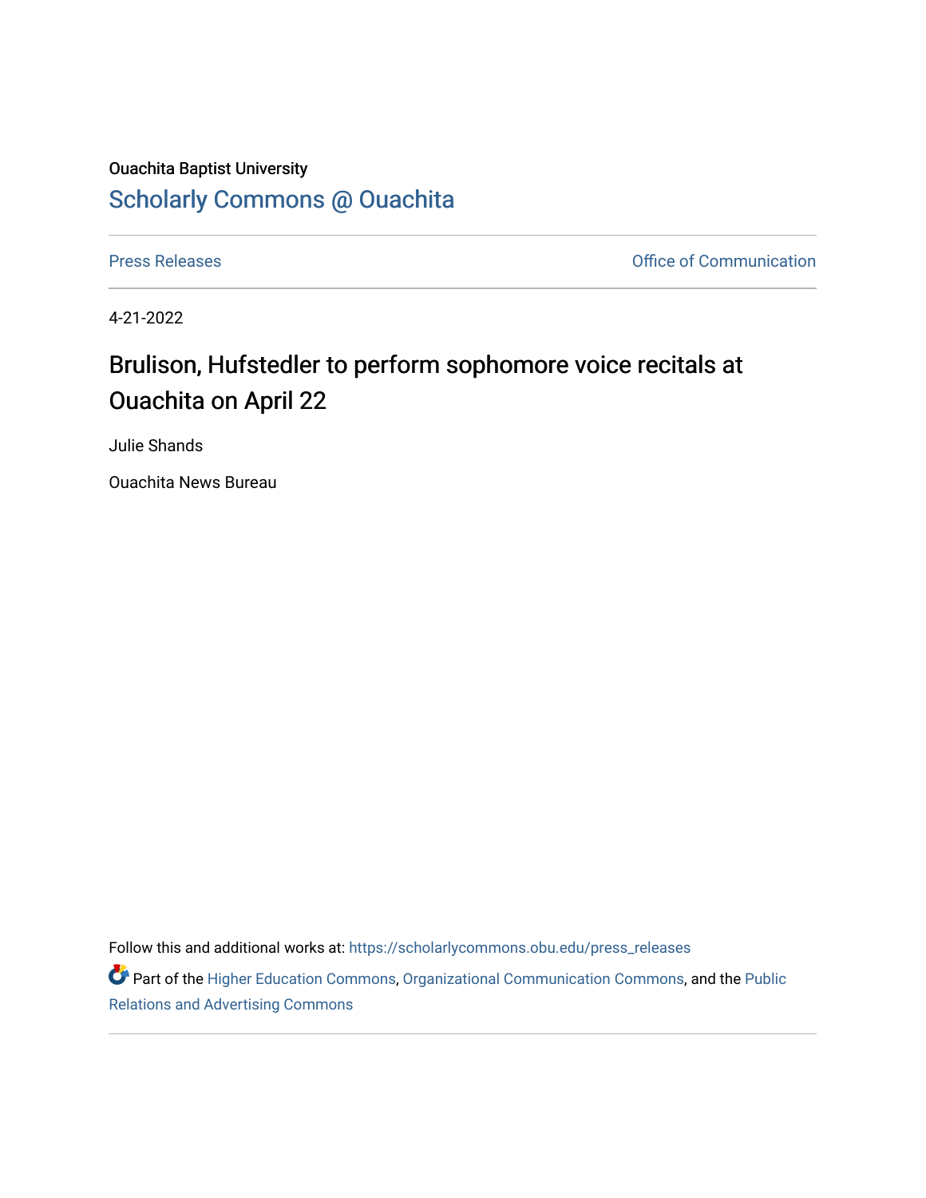Ouachita Baptist University

# Scholarly Commons @ Ouachita

Press Releases | Office of Communication

4-21-2022

## Brulison, Hufstedler to perform sophomore voice recitals at Ouachita on April 22

Julie Shands

Ouachita News Bureau

Follow this and additional works at: https://scholarlycommons.obu.edu/press_releases

Part of the Higher Education Commons, Organizational Communication Commons, and the Public Relations and Advertising Commons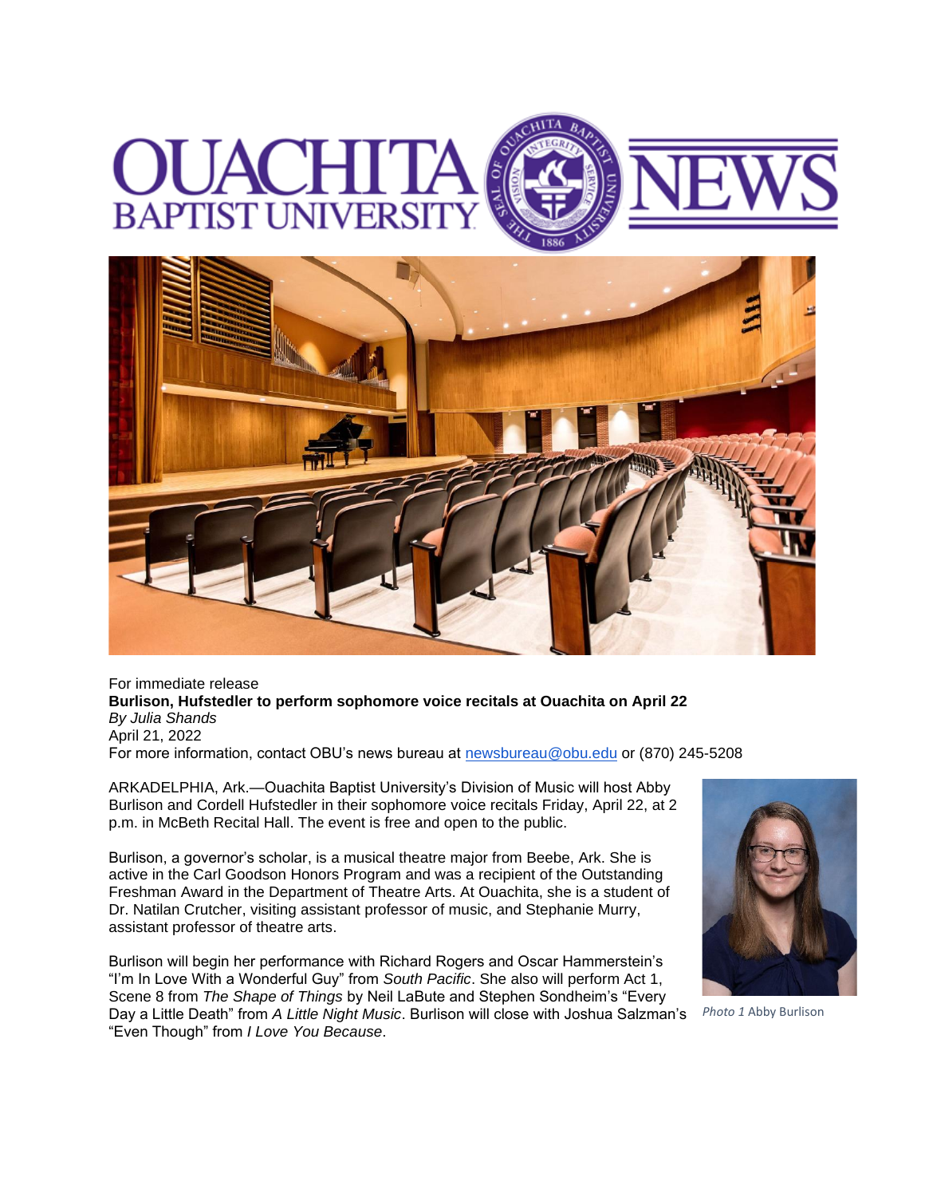For immediate release

**Burlison, Hufstedler to perform sophomore voice recitals at Ouachita on April 22**

*By Julia Shands*

April 21, 2022

For more information, contact OBU's news bureau at newsbureau@obu.edu or (870) 245-5208

ARKADELPHIA, Ark.—Ouachita Baptist University's Division of Music will host Abby Burlison and Cordell Hufstedler in their sophomore voice recitals Friday, April 22, at 2 p.m. in McBeth Recital Hall. The event is free and open to the public.

Burlison, a governor's scholar, is a musical theatre major from Beebe, Ark. She is active in the Carl Goodson Honors Program and was a recipient of the Outstanding Freshman Award in the Department of Theatre Arts. At Ouachita, she is a student of Dr. Natilan Crutcher, visiting assistant professor of music, and Stephanie Murry, assistant professor of theatre arts.

*Photo 1* Abby Burlison

Burlison will begin her performance with Richard Rogers and Oscar Hammerstein's "I'm In Love With a Wonderful Guy" from *South Pacific*. She also will perform Act 1, Scene 8 from *The Shape of Things* by Neil LaBute and Stephen Sondheim's "Every Day a Little Death" from *A Little Night Music*. Burlison will close with Joshua Salzman's "Even Though" from *I Love You Because*.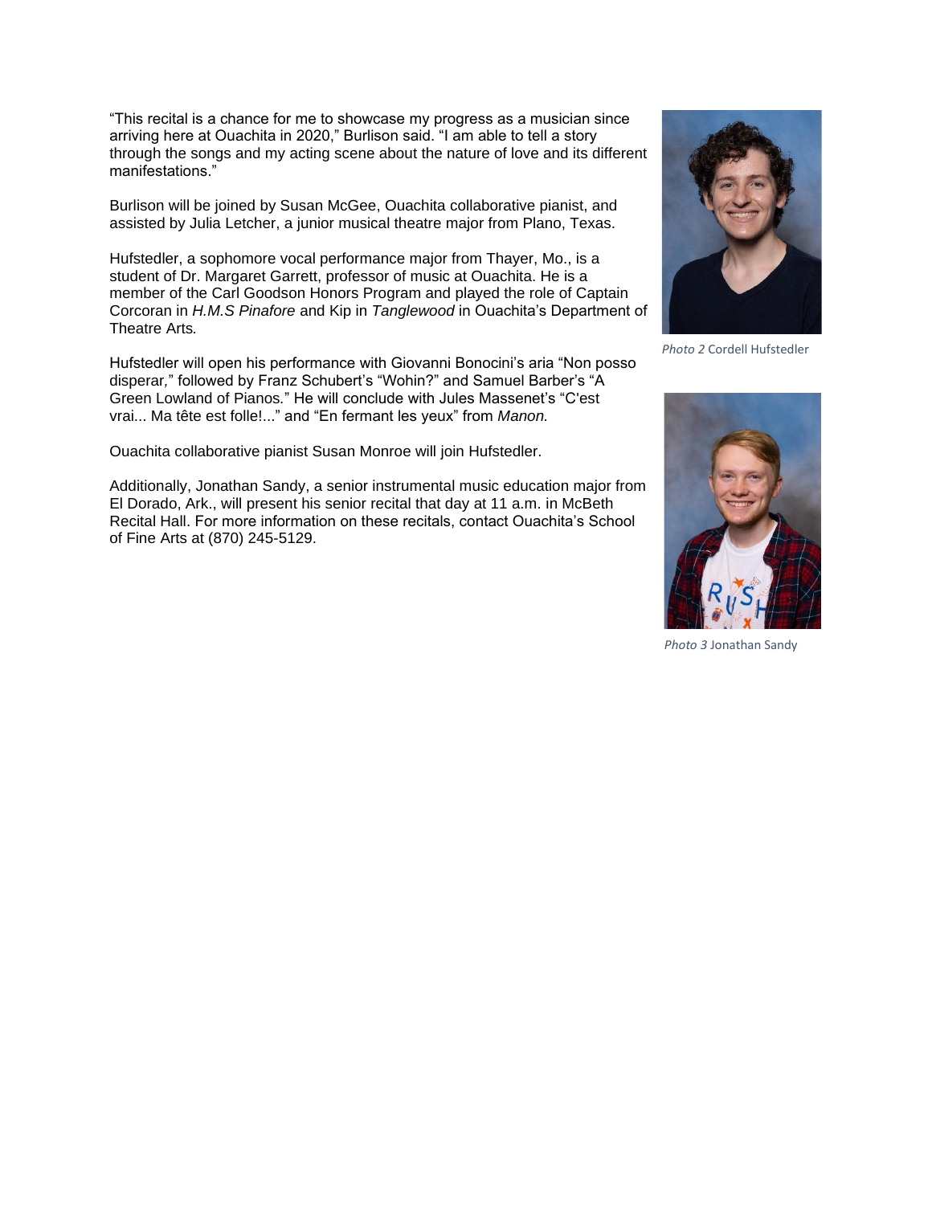"This recital is a chance for me to showcase my progress as a musician since arriving here at Ouachita in 2020," Burlison said. "I am able to tell a story through the songs and my acting scene about the nature of love and its different manifestations."

Burlison will be joined by Susan McGee, Ouachita collaborative pianist, and assisted by Julia Letcher, a junior musical theatre major from Plano, Texas.

Hufstedler, a sophomore vocal performance major from Thayer, Mo., is a student of Dr. Margaret Garrett, professor of music at Ouachita. He is a member of the Carl Goodson Honors Program and played the role of Captain Corcoran in *H.M.S Pinafore* and Kip in *Tanglewood* in Ouachita's Department of Theatre Arts.

Hufstedler will open his performance with Giovanni Bonocini's aria "Non posso disperar," followed by Franz Schubert's "Wohin?" and Samuel Barber's "A Green Lowland of Pianos." He will conclude with Jules Massenet's "C'est vrai... Ma tête est folle!..." and "En fermant les yeux" from *Manon.*

Ouachita collaborative pianist Susan Monroe will join Hufstedler.

Additionally, Jonathan Sandy, a senior instrumental music education major from El Dorado, Ark., will present his senior recital that day at 11 a.m. in McBeth Recital Hall. For more information on these recitals, contact Ouachita's School of Fine Arts at (870) 245-5129.

*Photo 2* Cordell Hufstedler

*Photo 3* Jonathan Sandy